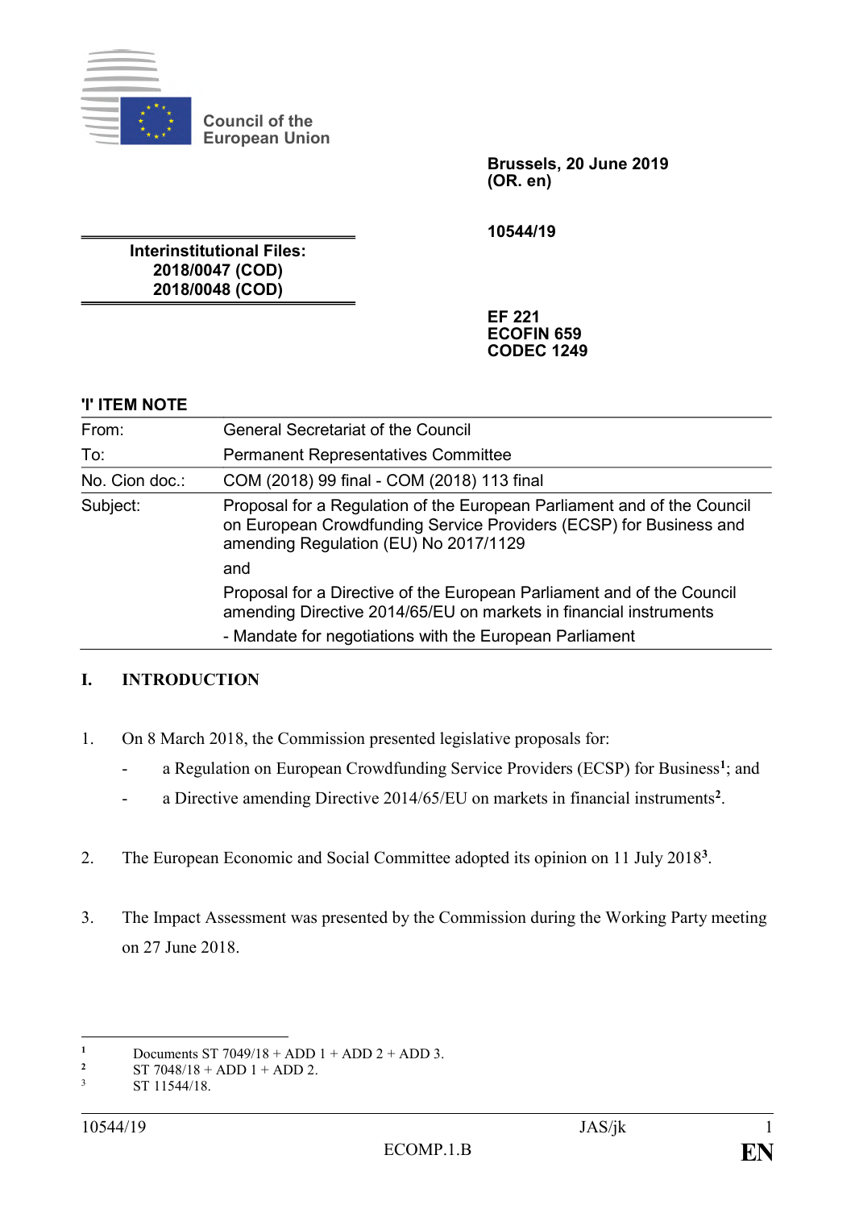Council of the European Union

**Brussels, 20 June 2019**
**(OR. en)**

**10544/19**

**Interinstitutional Files:**
**2018/0047 (COD)**
**2018/0048 (COD)**

**EF 221**
**ECOFIN 659**
**CODEC 1249**

**'I' ITEM NOTE**

| | |
|---|---|
| From: | General Secretariat of the Council |
| To: | Permanent Representatives Committee |
| No. Cion doc.: | COM (2018) 99 final - COM (2018) 113 final |
| Subject: | Proposal for a Regulation of the European Parliament and of the Council on European Crowdfunding Service Providers (ECSP) for Business and amending Regulation (EU) No 2017/1129<br>and<br>Proposal for a Directive of the European Parliament and of the Council amending Directive 2014/65/EU on markets in financial instruments<br>- Mandate for negotiations with the European Parliament |

## I. INTRODUCTION

1. On 8 March 2018, the Commission presented legislative proposals for:
   - a Regulation on European Crowdfunding Service Providers (ECSP) for Business[1]; and
   - a Directive amending Directive 2014/65/EU on markets in financial instruments[2].

2. The European Economic and Social Committee adopted its opinion on 11 July 2018[3].

3. The Impact Assessment was presented by the Commission during the Working Party meeting on 27 June 2018.

---

[1] Documents ST 7049/18 + ADD 1 + ADD 2 + ADD 3.
[2] ST 7048/18 + ADD 1 + ADD 2.
[3] ST 11544/18.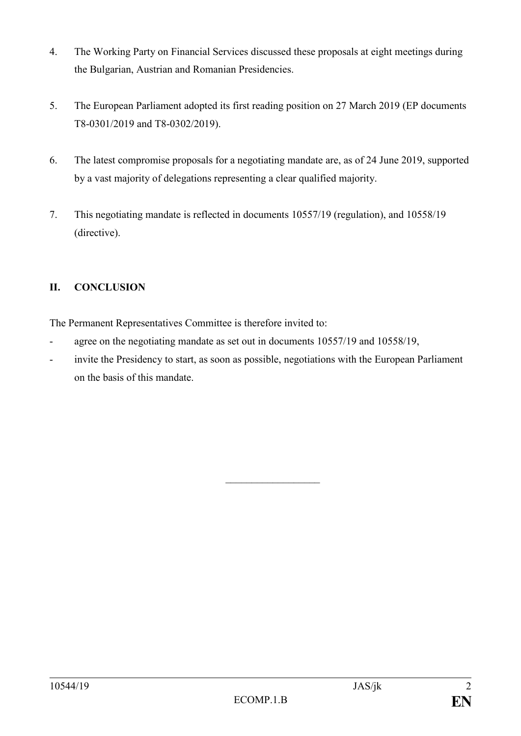4. The Working Party on Financial Services discussed these proposals at eight meetings during the Bulgarian, Austrian and Romanian Presidencies.

5. The European Parliament adopted its first reading position on 27 March 2019 (EP documents T8-0301/2019 and T8-0302/2019).

6. The latest compromise proposals for a negotiating mandate are, as of 24 June 2019, supported by a vast majority of delegations representing a clear qualified majority.

7. This negotiating mandate is reflected in documents 10557/19 (regulation), and 10558/19 (directive).

## II. CONCLUSION

The Permanent Representatives Committee is therefore invited to:

- agree on the negotiating mandate as set out in documents 10557/19 and 10558/19,
- invite the Presidency to start, as soon as possible, negotiations with the European Parliament on the basis of this mandate.